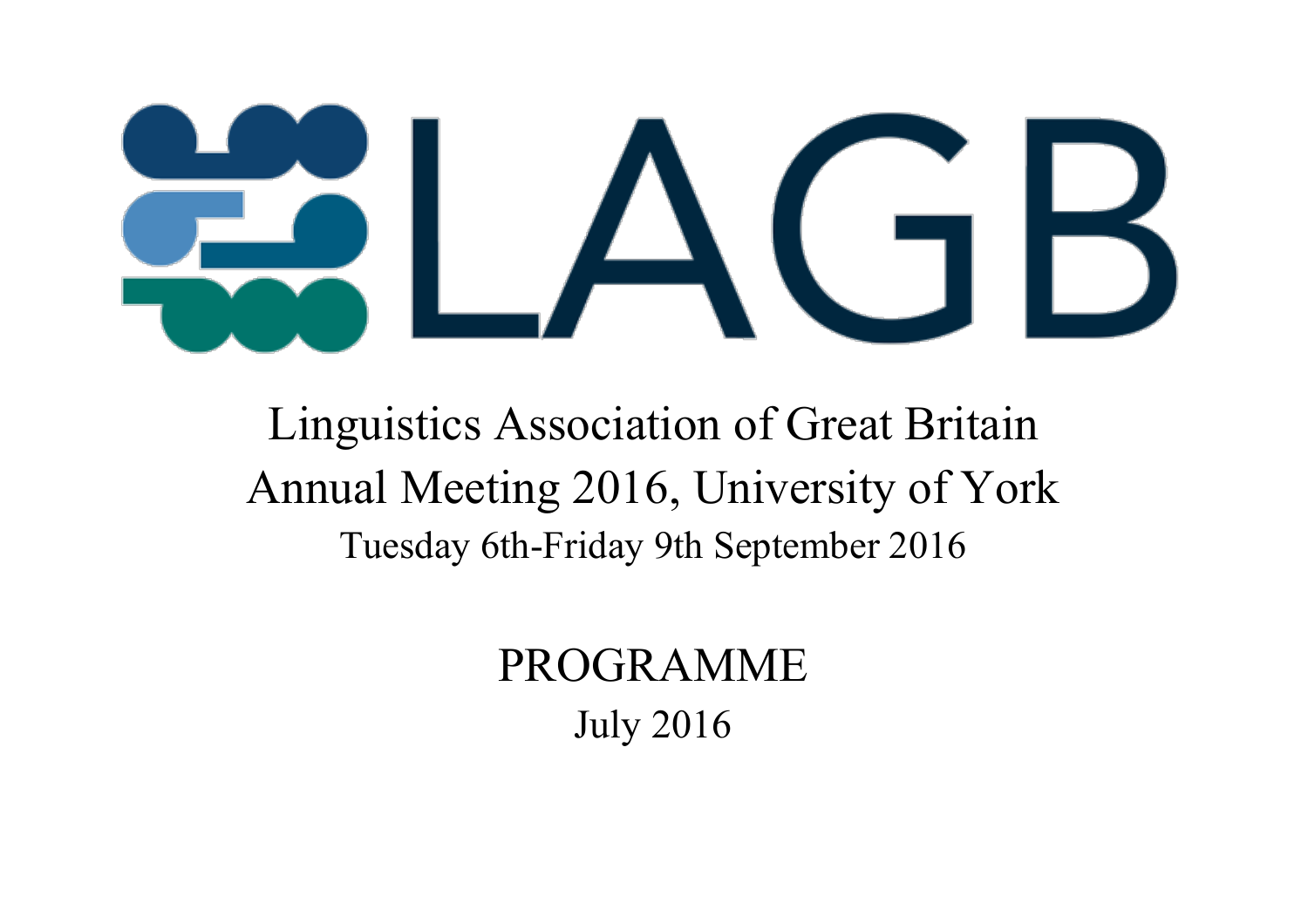# LAGB

## Linguistics Association of Great Britain
## Annual Meeting 2016, University of York

Tuesday 6th-Friday 9th September 2016

# PROGRAMME

July 2016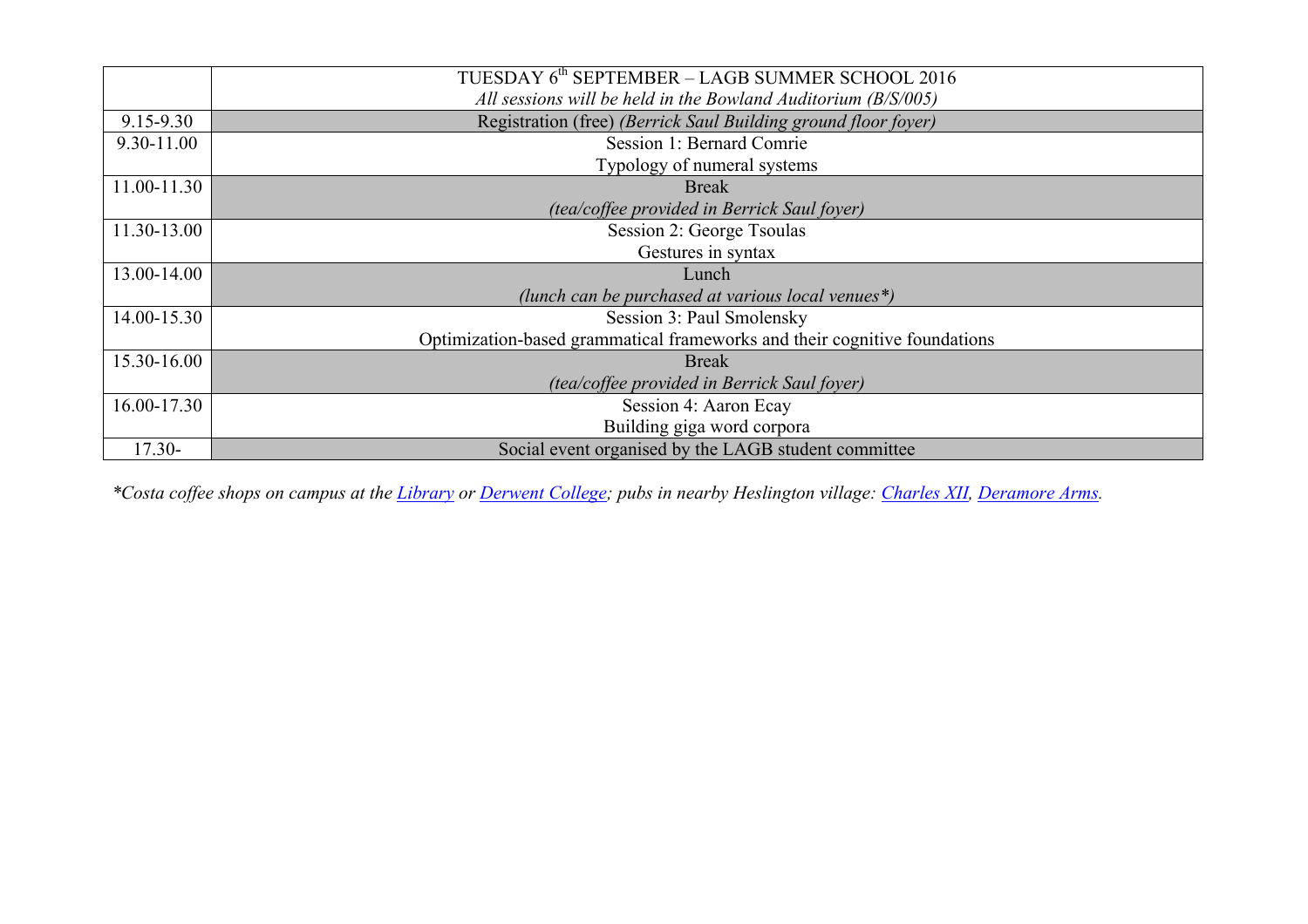| | TUESDAY 6th SEPTEMBER – LAGB SUMMER SCHOOL 2016<br>*All sessions will be held in the Bowland Auditorium (B/S/005)* |
|---|---|
| 9.15-9.30 | Registration (free) *(Berrick Saul Building ground floor foyer)* |
| 9.30-11.00 | Session 1: Bernard Comrie<br>Typology of numeral systems |
| 11.00-11.30 | Break<br>*(tea/coffee provided in Berrick Saul foyer)* |
| 11.30-13.00 | Session 2: George Tsoulas<br>Gestures in syntax |
| 13.00-14.00 | Lunch<br>*(lunch can be purchased at various local venues*)* |
| 14.00-15.30 | Session 3: Paul Smolensky<br>Optimization-based grammatical frameworks and their cognitive foundations |
| 15.30-16.00 | Break<br>*(tea/coffee provided in Berrick Saul foyer)* |
| 16.00-17.30 | Session 4: Aaron Ecay<br>Building giga word corpora |
| 17.30- | Social event organised by the LAGB student committee |

**Costa coffee shops on campus at the Library or Derwent College; pubs in nearby Heslington village: Charles XII, Deramore Arms.*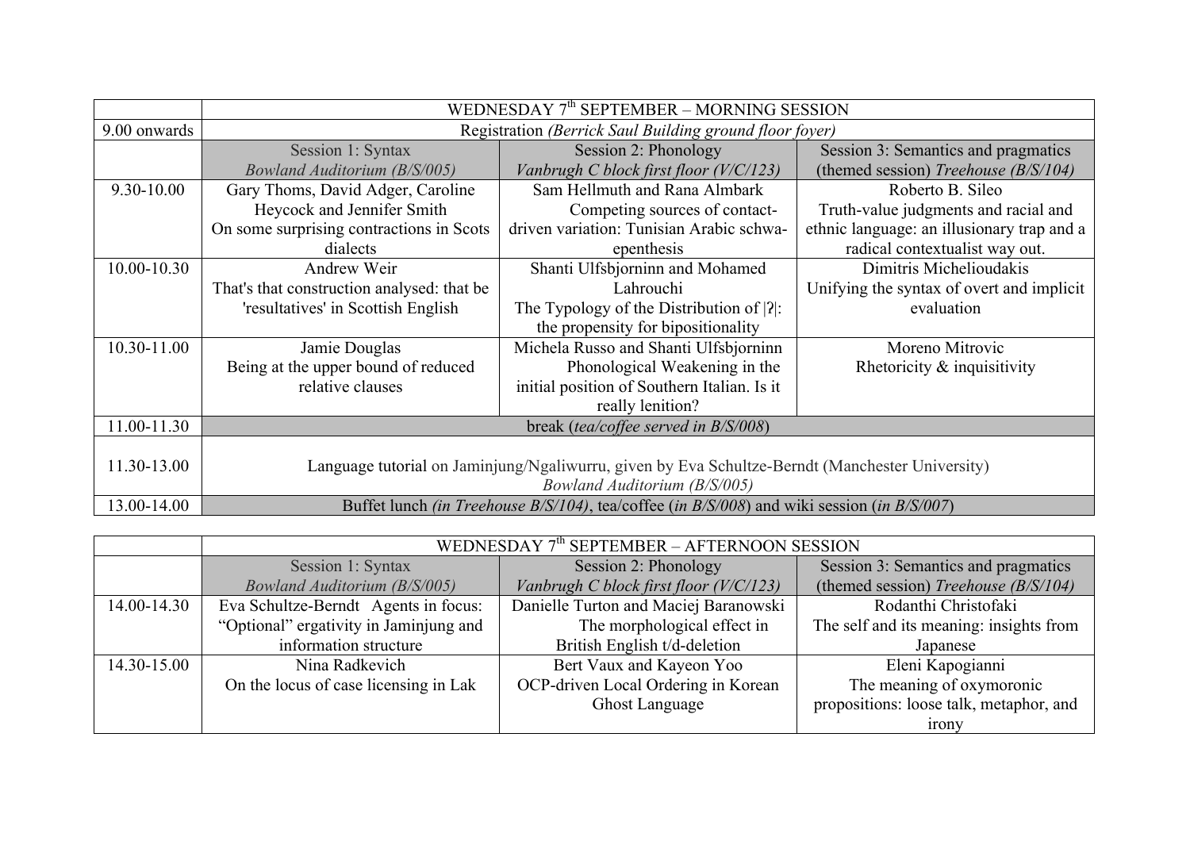| | WEDNESDAY 7th SEPTEMBER – MORNING SESSION | | |
|---|---|---|---|
| 9.00 onwards | Registration *(Berrick Saul Building ground floor foyer)* | | |
| | Session 1: Syntax *Bowland Auditorium (B/S/005)* | Session 2: Phonology *Vanbrugh C block first floor (V/C/123)* | Session 3: Semantics and pragmatics (themed session) *Treehouse (B/S/104)* |
| 9.30-10.00 | Gary Thoms, David Adger, Caroline Heycock and Jennifer Smith On some surprising contractions in Scots dialects | Sam Hellmuth and Rana Almbark Competing sources of contact-driven variation: Tunisian Arabic schwa-epenthesis | Roberto B. Sileo Truth-value judgments and racial and ethnic language: an illusionary trap and a radical contextualist way out. |
| 10.00-10.30 | Andrew Weir That's that construction analysed: that be 'resultatives' in Scottish English | Shanti Ulfsbjorninn and Mohamed Lahrouchi The Typology of the Distribution of \|ʔ\|: the propensity for bipositionality | Dimitris Michelioudakis Unifying the syntax of overt and implicit evaluation |
| 10.30-11.00 | Jamie Douglas Being at the upper bound of reduced relative clauses | Michela Russo and Shanti Ulfsbjorninn Phonological Weakening in the initial position of Southern Italian. Is it really lenition? | Moreno Mitrovic Rhetoricity & inquisitivity |
| 11.00-11.30 | break (*tea/coffee served in B/S/008*) | | |
| 11.30-13.00 | Language tutorial on Jaminjung/Ngaliwurru, given by Eva Schultze-Berndt (Manchester University) *Bowland Auditorium (B/S/005)* | | |
| 13.00-14.00 | Buffet lunch *(in Treehouse B/S/104)*, tea/coffee (*in B/S/008*) and wiki session (*in B/S/007*) | | |

| | WEDNESDAY 7th SEPTEMBER – AFTERNOON SESSION | | |
|---|---|---|---|
| | Session 1: Syntax *Bowland Auditorium (B/S/005)* | Session 2: Phonology *Vanbrugh C block first floor (V/C/123)* | Session 3: Semantics and pragmatics (themed session) *Treehouse (B/S/104)* |
| 14.00-14.30 | Eva Schultze-Berndt Agents in focus: "Optional" ergativity in Jaminjung and information structure | Danielle Turton and Maciej Baranowski The morphological effect in British English t/d-deletion | Rodanthi Christofaki The self and its meaning: insights from Japanese |
| 14.30-15.00 | Nina Radkevich On the locus of case licensing in Lak | Bert Vaux and Kayeon Yoo OCP-driven Local Ordering in Korean Ghost Language | Eleni Kapogianni The meaning of oxymoronic propositions: loose talk, metaphor, and irony |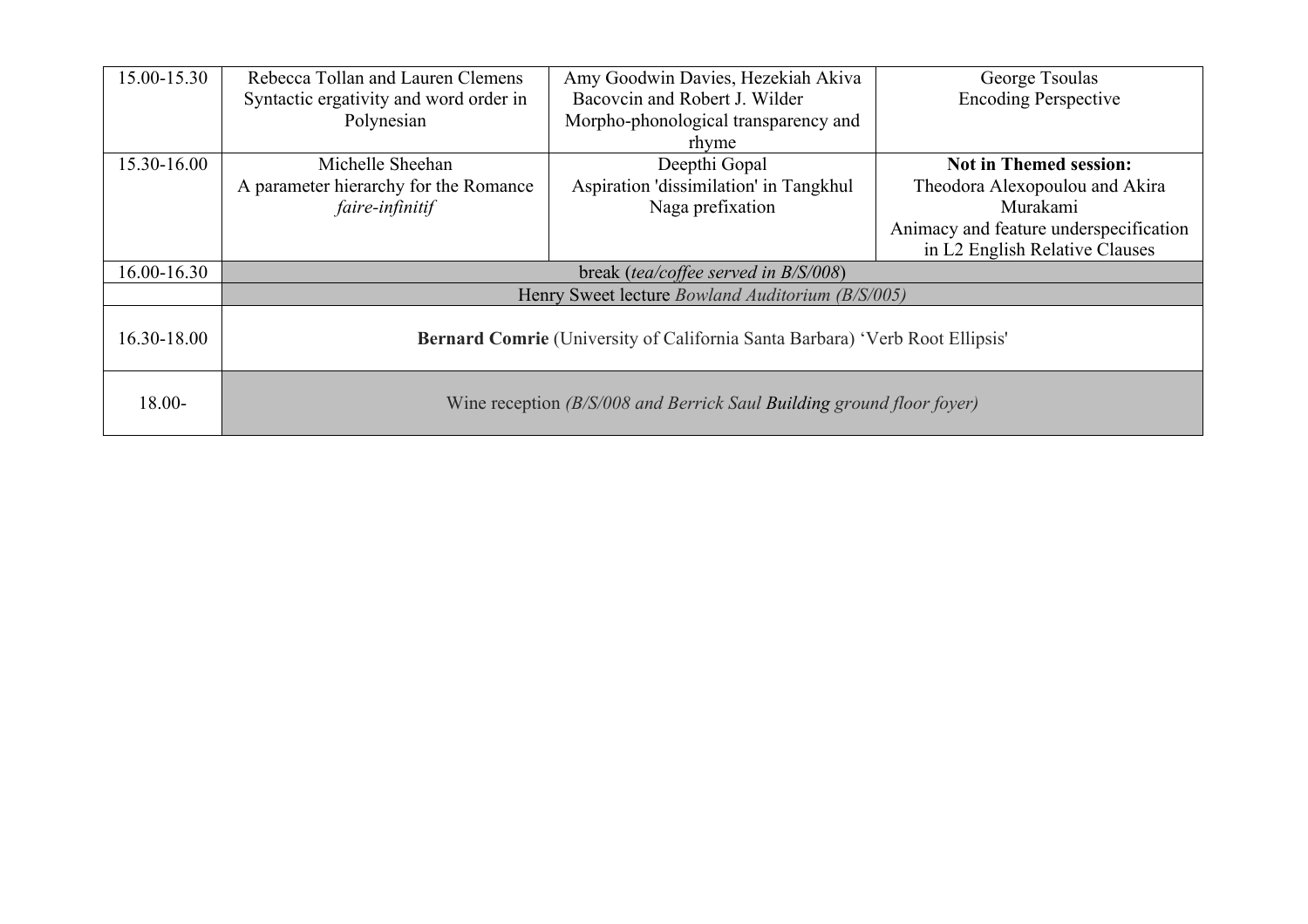| 15.00-15.30 | Rebecca Tollan and Lauren Clemens<br>Syntactic ergativity and word order in Polynesian | Amy Goodwin Davies, Hezekiah Akiva Bacovcin and Robert J. Wilder<br>Morpho-phonological transparency and rhyme | George Tsoulas<br>Encoding Perspective |
|---|---|---|---|
| 15.30-16.00 | Michelle Sheehan<br>A parameter hierarchy for the Romance *faire-infinitif* | Deepthi Gopal<br>Aspiration 'dissimilation' in Tangkhul Naga prefixation | **Not in Themed session:**<br>Theodora Alexopoulou and Akira Murakami<br>Animacy and feature underspecification in L2 English Relative Clauses |
| 16.00-16.30 | break (*tea/coffee served in B/S/008*) | | |
| | Henry Sweet lecture *Bowland Auditorium (B/S/005)* | | |
| 16.30-18.00 | **Bernard Comrie** (University of California Santa Barbara) 'Verb Root Ellipsis' | | |
| 18.00- | Wine reception *(B/S/008 and Berrick Saul* ***Building*** *ground floor foyer)* | | |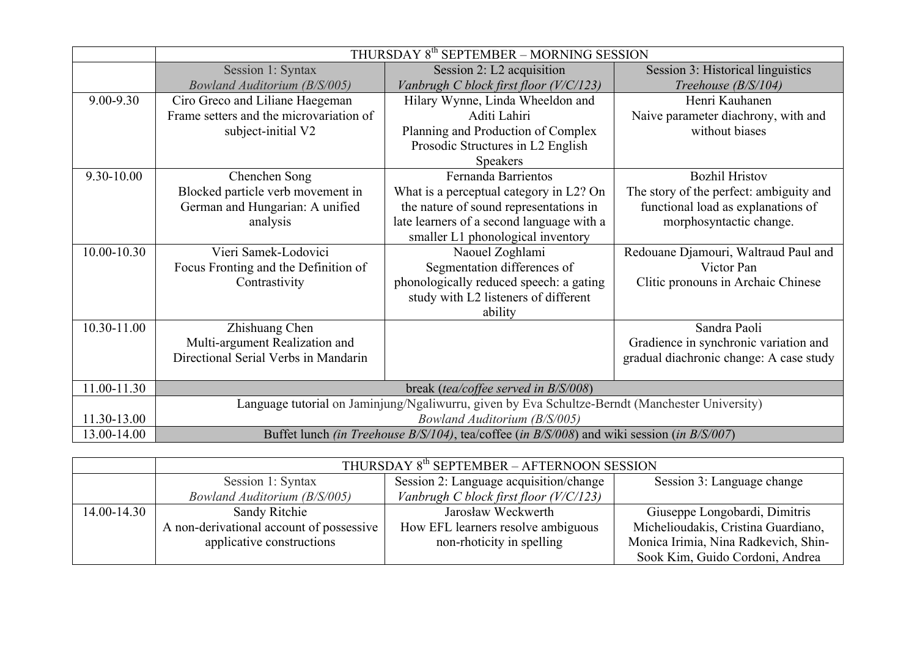| | THURSDAY 8th SEPTEMBER – MORNING SESSION | | |
|---|---|---|---|
| | Session 1: Syntax *Bowland Auditorium (B/S/005)* | Session 2: L2 acquisition *Vanbrugh C block first floor (V/C/123)* | Session 3: Historical linguistics *Treehouse (B/S/104)* |
| 9.00-9.30 | Ciro Greco and Liliane Haegeman Frame setters and the microvariation of subject-initial V2 | Hilary Wynne, Linda Wheeldon and Aditi Lahiri Planning and Production of Complex Prosodic Structures in L2 English Speakers | Henri Kauhanen Naive parameter diachrony, with and without biases |
| 9.30-10.00 | Chenchen Song Blocked particle verb movement in German and Hungarian: A unified analysis | Fernanda Barrientos What is a perceptual category in L2? On the nature of sound representations in late learners of a second language with a smaller L1 phonological inventory | Bozhil Hristov The story of the perfect: ambiguity and functional load as explanations of morphosyntactic change. |
| 10.00-10.30 | Vieri Samek-Lodovici Focus Fronting and the Definition of Contrastivity | Naouel Zoghlami Segmentation differences of phonologically reduced speech: a gating study with L2 listeners of different ability | Redouane Djamouri, Waltraud Paul and Victor Pan Clitic pronouns in Archaic Chinese |
| 10.30-11.00 | Zhishuang Chen Multi-argument Realization and Directional Serial Verbs in Mandarin | | Sandra Paoli Gradience in synchronic variation and gradual diachronic change: A case study |
| 11.00-11.30 | break (*tea/coffee served in B/S/008*) | | |
| 11.30-13.00 | Language tutorial on Jaminjung/Ngaliwurru, given by Eva Schultze-Berndt (Manchester University) *Bowland Auditorium (B/S/005)* | | |
| 13.00-14.00 | Buffet lunch *(in Treehouse B/S/104)*, tea/coffee (*in B/S/008*) and wiki session (*in B/S/007*) | | |

| | THURSDAY 8th SEPTEMBER – AFTERNOON SESSION | | |
|---|---|---|---|
| | Session 1: Syntax *Bowland Auditorium (B/S/005)* | Session 2: Language acquisition/change *Vanbrugh C block first floor (V/C/123)* | Session 3: Language change |
| 14.00-14.30 | Sandy Ritchie A non-derivational account of possessive applicative constructions | Jarosław Weckwerth How EFL learners resolve ambiguous non-rhoticity in spelling | Giuseppe Longobardi, Dimitris Michelioudakis, Cristina Guardiano, Monica Irimia, Nina Radkevich, Shin-Sook Kim, Guido Cordoni, Andrea |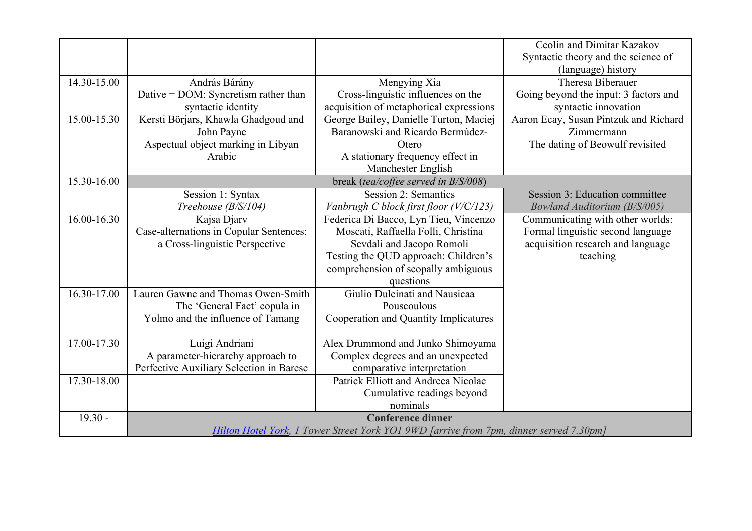| | | | |
|---|---|---|---|
| | | | Ceolin and Dimitar Kazakov<br>Syntactic theory and the science of (language) history |
| 14.30-15.00 | András Bárány<br>Dative = DOM: Syncretism rather than syntactic identity | Mengying Xia<br>Cross-linguistic influences on the acquisition of metaphorical expressions | Theresa Biberauer<br>Going beyond the input: 3 factors and syntactic innovation |
| 15.00-15.30 | Kersti Börjars, Khawla Ghadgoud and John Payne<br>Aspectual object marking in Libyan Arabic | George Bailey, Danielle Turton, Maciej Baranowski and Ricardo Bermúdez-Otero<br>A stationary frequency effect in Manchester English | Aaron Ecay, Susan Pintzuk and Richard Zimmermann<br>The dating of Beowulf revisited |
| 15.30-16.00 | break (*tea/coffee served in B/S/008*) | | |
| | Session 1: Syntax<br>*Treehouse (B/S/104)* | Session 2: Semantics<br>*Vanbrugh C block first floor (V/C/123)* | Session 3: Education committee<br>*Bowland Auditorium (B/S/005)* |
| 16.00-16.30 | Kajsa Djarv<br>Case-alternations in Copular Sentences: a Cross-linguistic Perspective | Federica Di Bacco, Lyn Tieu, Vincenzo Moscati, Raffaella Folli, Christina Sevdali and Jacopo Romoli<br>Testing the QUD approach: Children's comprehension of scopally ambiguous questions | Communicating with other worlds: Formal linguistic second language acquisition research and language teaching |
| 16.30-17.00 | Lauren Gawne and Thomas Owen-Smith<br>The 'General Fact' copula in Yolmo and the influence of Tamang | Giulio Dulcinati and Nausicaa Pouscoulous<br>Cooperation and Quantity Implicatures | |
| 17.00-17.30 | Luigi Andriani<br>A parameter-hierarchy approach to Perfective Auxiliary Selection in Barese | Alex Drummond and Junko Shimoyama<br>Complex degrees and an unexpected comparative interpretation | |
| 17.30-18.00 | | Patrick Elliott and Andreea Nicolae<br>Cumulative readings beyond nominals | |
| 19.30 - | **Conference dinner**<br>*Hilton Hotel York, 1 Tower Street York YO1 9WD [arrive from 7pm, dinner served 7.30pm]* | | |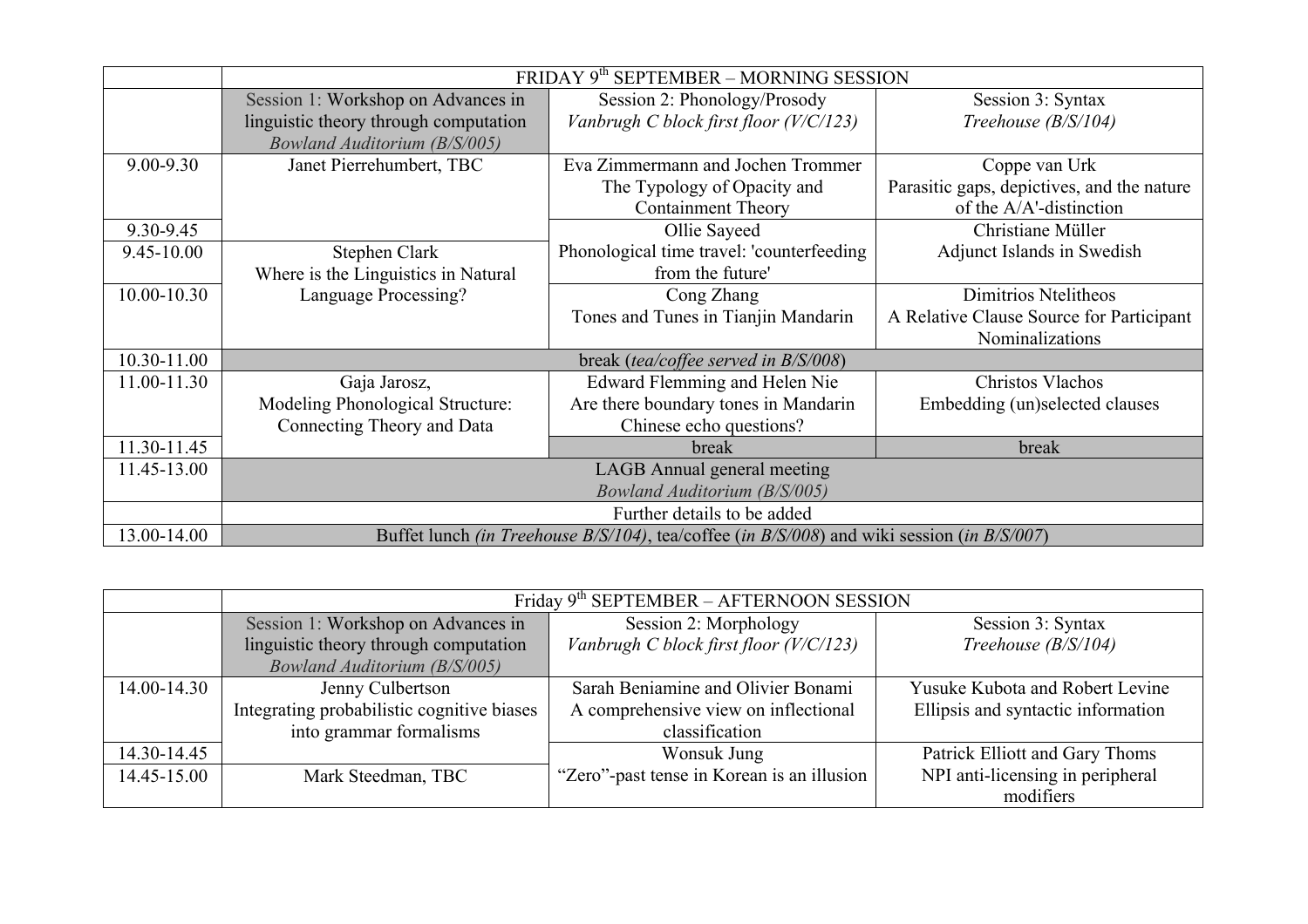| | FRIDAY 9th SEPTEMBER – MORNING SESSION | | |
|---|---|---|---|
| | Session 1: Workshop on Advances in linguistic theory through computation *Bowland Auditorium (B/S/005)* | Session 2: Phonology/Prosody *Vanbrugh C block first floor (V/C/123)* | Session 3: Syntax *Treehouse (B/S/104)* |
| 9.00-9.30 | Janet Pierrehumbert, TBC | Eva Zimmermann and Jochen Trommer The Typology of Opacity and Containment Theory | Coppe van Urk Parasitic gaps, depictives, and the nature of the A/A'-distinction |
| 9.30-9.45 | | Ollie Sayeed Phonological time travel: 'counterfeeding from the future' | Christiane Müller Adjunct Islands in Swedish |
| 9.45-10.00 | Stephen Clark Where is the Linguistics in Natural Language Processing? | | |
| 10.00-10.30 | | Cong Zhang Tones and Tunes in Tianjin Mandarin | Dimitrios Ntelitheos A Relative Clause Source for Participant Nominalizations |
| 10.30-11.00 | break (*tea/coffee served in B/S/008*) | | |
| 11.00-11.30 | Gaja Jarosz, Modeling Phonological Structure: Connecting Theory and Data | Edward Flemming and Helen Nie Are there boundary tones in Mandarin Chinese echo questions? | Christos Vlachos Embedding (un)selected clauses |
| 11.30-11.45 | | break | break |
| 11.45-13.00 | LAGB Annual general meeting *Bowland Auditorium (B/S/005)* | | |
| | Further details to be added | | |
| 13.00-14.00 | Buffet lunch *(in Treehouse B/S/104)*, tea/coffee (*in B/S/008*) and wiki session (*in B/S/007*) | | |

| | Friday 9th SEPTEMBER – AFTERNOON SESSION | | |
|---|---|---|---|
| | Session 1: Workshop on Advances in linguistic theory through computation *Bowland Auditorium (B/S/005)* | Session 2: Morphology *Vanbrugh C block first floor (V/C/123)* | Session 3: Syntax *Treehouse (B/S/104)* |
| 14.00-14.30 | Jenny Culbertson Integrating probabilistic cognitive biases into grammar formalisms | Sarah Beniamine and Olivier Bonami A comprehensive view on inflectional classification | Yusuke Kubota and Robert Levine Ellipsis and syntactic information |
| 14.30-14.45 | | Wonsuk Jung "Zero"-past tense in Korean is an illusion | Patrick Elliott and Gary Thoms NPI anti-licensing in peripheral modifiers |
| 14.45-15.00 | Mark Steedman, TBC | | |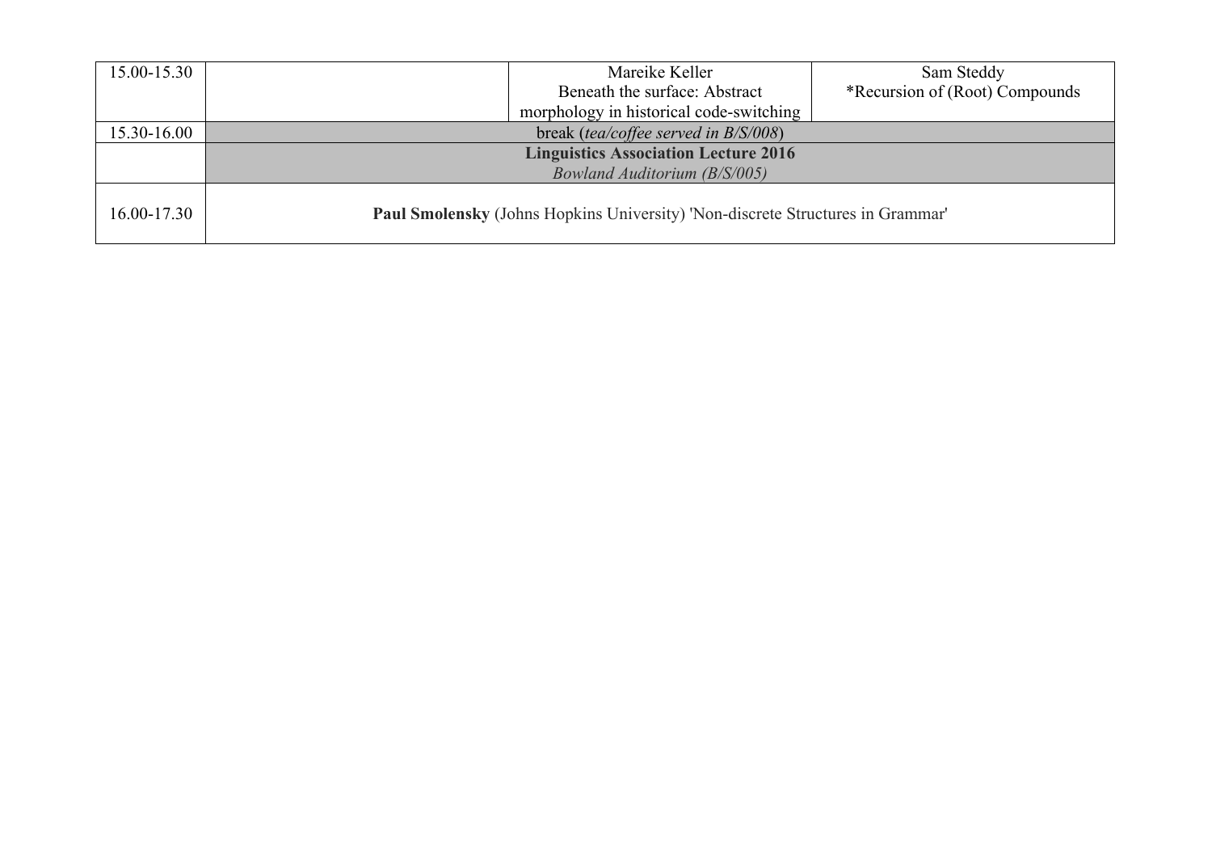| | | | |
|---|---|---|---|
| 15.00-15.30 | | Mareike Keller<br>Beneath the surface: Abstract morphology in historical code-switching | Sam Steddy<br>*Recursion of (Root) Compounds |
| 15.30-16.00 | break (*tea/coffee served in B/S/008*) | | |
| | **Linguistics Association Lecture 2016**<br>*Bowland Auditorium (B/S/005)* | | |
| 16.00-17.30 | **Paul Smolensky** (Johns Hopkins University) 'Non-discrete Structures in Grammar' | | |